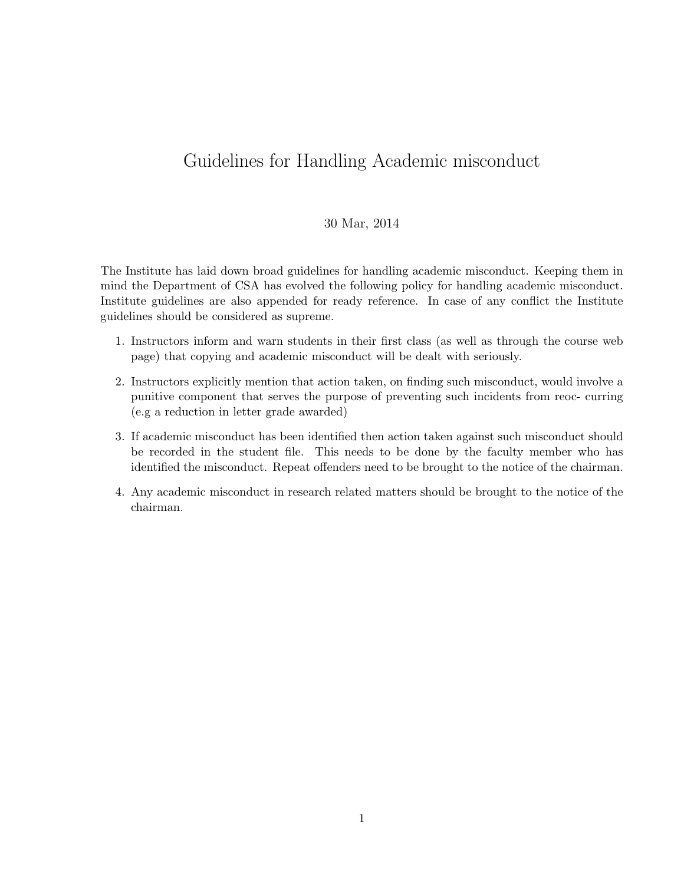# Guidelines for Handling Academic misconduct

30 Mar, 2014

The Institute has laid down broad guidelines for handling academic misconduct. Keeping them in mind the Department of CSA has evolved the following policy for handling academic misconduct. Institute guidelines are also appended for ready reference. In case of any conflict the Institute guidelines should be considered as supreme.

1. Instructors inform and warn students in their first class (as well as through the course web page) that copying and academic misconduct will be dealt with seriously.
2. Instructors explicitly mention that action taken, on finding such misconduct, would involve a punitive component that serves the purpose of preventing such incidents from reoc- curring (e.g a reduction in letter grade awarded)
3. If academic misconduct has been identified then action taken against such misconduct should be recorded in the student file. This needs to be done by the faculty member who has identified the misconduct. Repeat offenders need to be brought to the notice of the chairman.
4. Any academic misconduct in research related matters should be brought to the notice of the chairman.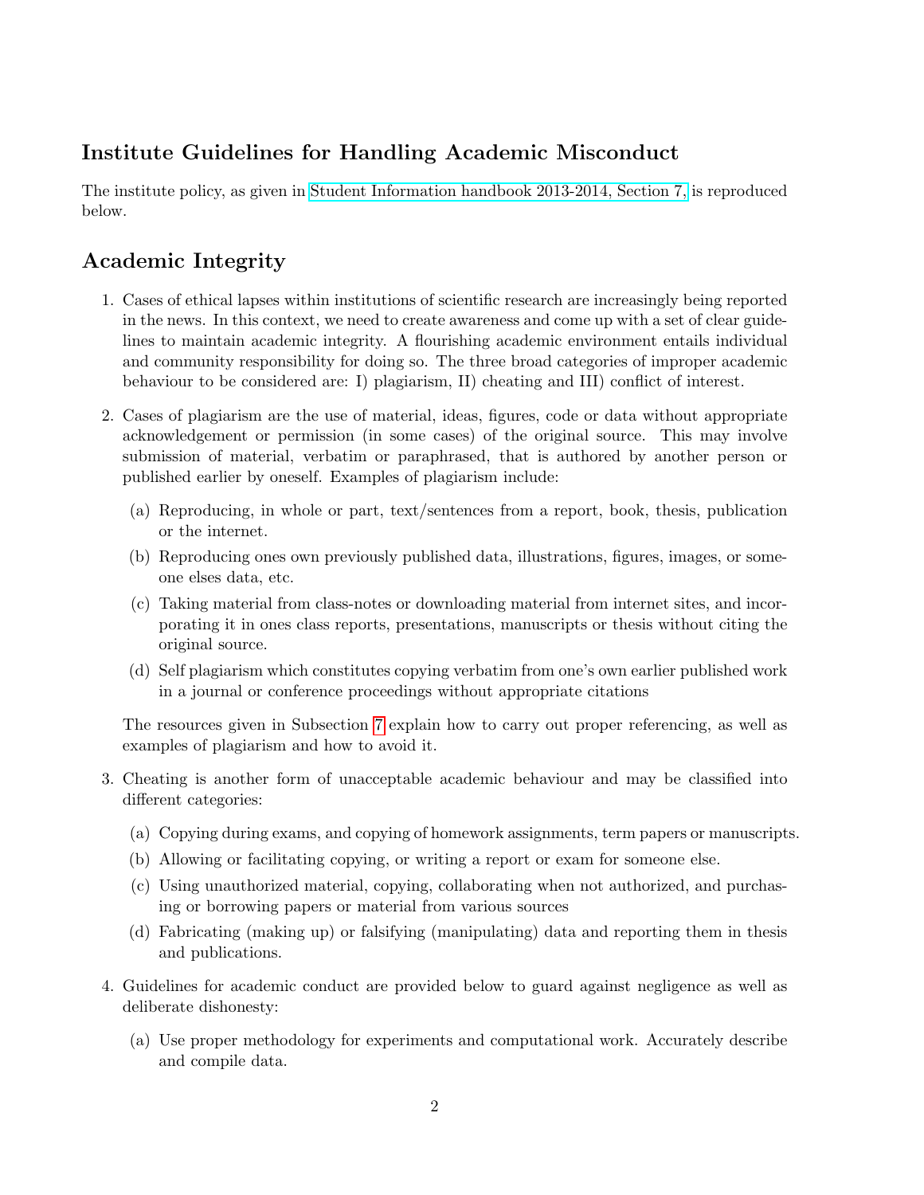## Institute Guidelines for Handling Academic Misconduct

The institute policy, as given in Student Information handbook 2013-2014, Section 7, is reproduced below.

## Academic Integrity

1. Cases of ethical lapses within institutions of scientific research are increasingly being reported in the news. In this context, we need to create awareness and come up with a set of clear guidelines to maintain academic integrity. A flourishing academic environment entails individual and community responsibility for doing so. The three broad categories of improper academic behaviour to be considered are: I) plagiarism, II) cheating and III) conflict of interest.

2. Cases of plagiarism are the use of material, ideas, figures, code or data without appropriate acknowledgement or permission (in some cases) of the original source. This may involve submission of material, verbatim or paraphrased, that is authored by another person or published earlier by oneself. Examples of plagiarism include:

   (a) Reproducing, in whole or part, text/sentences from a report, book, thesis, publication or the internet.

   (b) Reproducing ones own previously published data, illustrations, figures, images, or someone elses data, etc.

   (c) Taking material from class-notes or downloading material from internet sites, and incorporating it in ones class reports, presentations, manuscripts or thesis without citing the original source.

   (d) Self plagiarism which constitutes copying verbatim from one's own earlier published work in a journal or conference proceedings without appropriate citations

   The resources given in Subsection 7 explain how to carry out proper referencing, as well as examples of plagiarism and how to avoid it.

3. Cheating is another form of unacceptable academic behaviour and may be classified into different categories:

   (a) Copying during exams, and copying of homework assignments, term papers or manuscripts.

   (b) Allowing or facilitating copying, or writing a report or exam for someone else.

   (c) Using unauthorized material, copying, collaborating when not authorized, and purchasing or borrowing papers or material from various sources

   (d) Fabricating (making up) or falsifying (manipulating) data and reporting them in thesis and publications.

4. Guidelines for academic conduct are provided below to guard against negligence as well as deliberate dishonesty:

   (a) Use proper methodology for experiments and computational work. Accurately describe and compile data.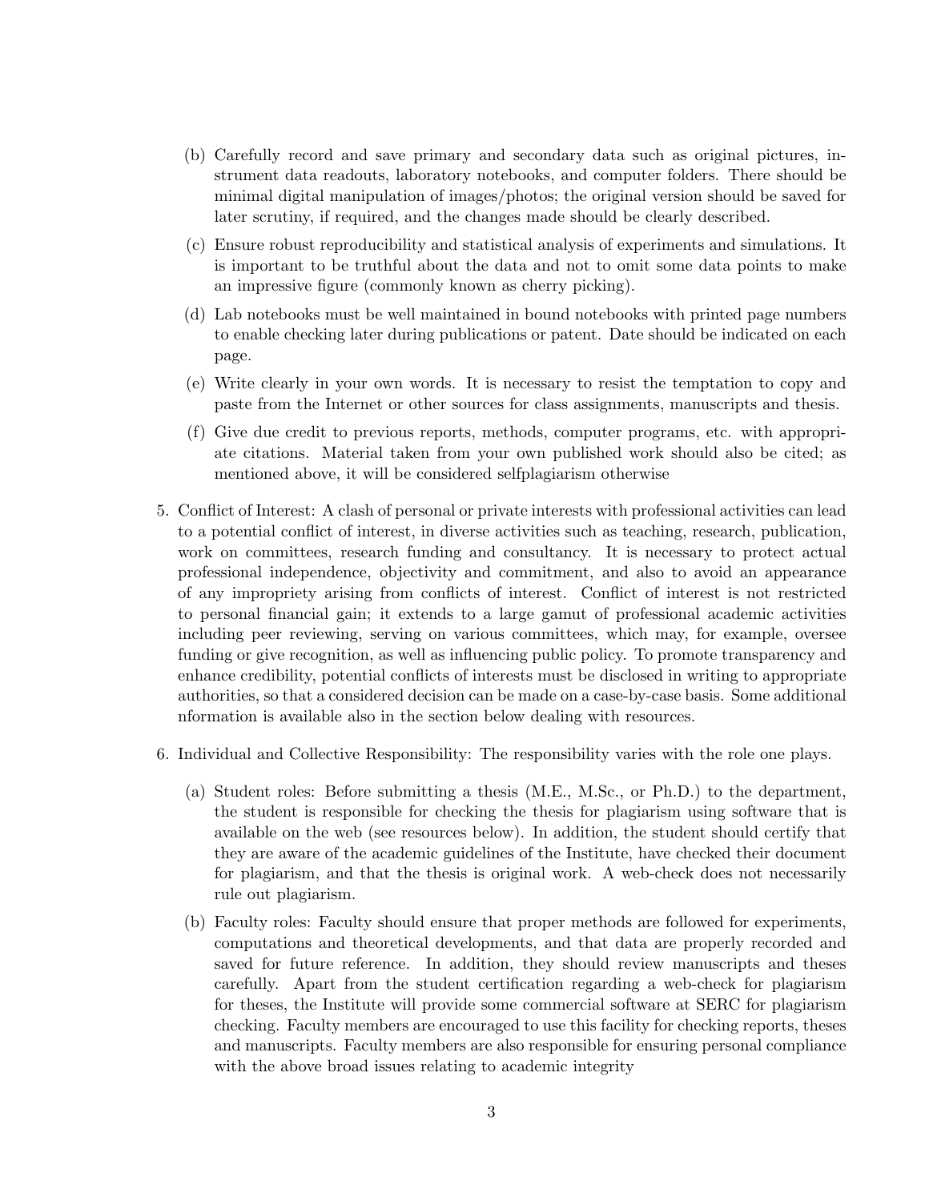(b) Carefully record and save primary and secondary data such as original pictures, instrument data readouts, laboratory notebooks, and computer folders. There should be minimal digital manipulation of images/photos; the original version should be saved for later scrutiny, if required, and the changes made should be clearly described.

(c) Ensure robust reproducibility and statistical analysis of experiments and simulations. It is important to be truthful about the data and not to omit some data points to make an impressive figure (commonly known as cherry picking).

(d) Lab notebooks must be well maintained in bound notebooks with printed page numbers to enable checking later during publications or patent. Date should be indicated on each page.

(e) Write clearly in your own words. It is necessary to resist the temptation to copy and paste from the Internet or other sources for class assignments, manuscripts and thesis.

(f) Give due credit to previous reports, methods, computer programs, etc. with appropriate citations. Material taken from your own published work should also be cited; as mentioned above, it will be considered selfplagiarism otherwise

5. Conflict of Interest: A clash of personal or private interests with professional activities can lead to a potential conflict of interest, in diverse activities such as teaching, research, publication, work on committees, research funding and consultancy. It is necessary to protect actual professional independence, objectivity and commitment, and also to avoid an appearance of any impropriety arising from conflicts of interest. Conflict of interest is not restricted to personal financial gain; it extends to a large gamut of professional academic activities including peer reviewing, serving on various committees, which may, for example, oversee funding or give recognition, as well as influencing public policy. To promote transparency and enhance credibility, potential conflicts of interests must be disclosed in writing to appropriate authorities, so that a considered decision can be made on a case-by-case basis. Some additional nformation is available also in the section below dealing with resources.

6. Individual and Collective Responsibility: The responsibility varies with the role one plays.

   (a) Student roles: Before submitting a thesis (M.E., M.Sc., or Ph.D.) to the department, the student is responsible for checking the thesis for plagiarism using software that is available on the web (see resources below). In addition, the student should certify that they are aware of the academic guidelines of the Institute, have checked their document for plagiarism, and that the thesis is original work. A web-check does not necessarily rule out plagiarism.

   (b) Faculty roles: Faculty should ensure that proper methods are followed for experiments, computations and theoretical developments, and that data are properly recorded and saved for future reference. In addition, they should review manuscripts and theses carefully. Apart from the student certification regarding a web-check for plagiarism for theses, the Institute will provide some commercial software at SERC for plagiarism checking. Faculty members are encouraged to use this facility for checking reports, theses and manuscripts. Faculty members are also responsible for ensuring personal compliance with the above broad issues relating to academic integrity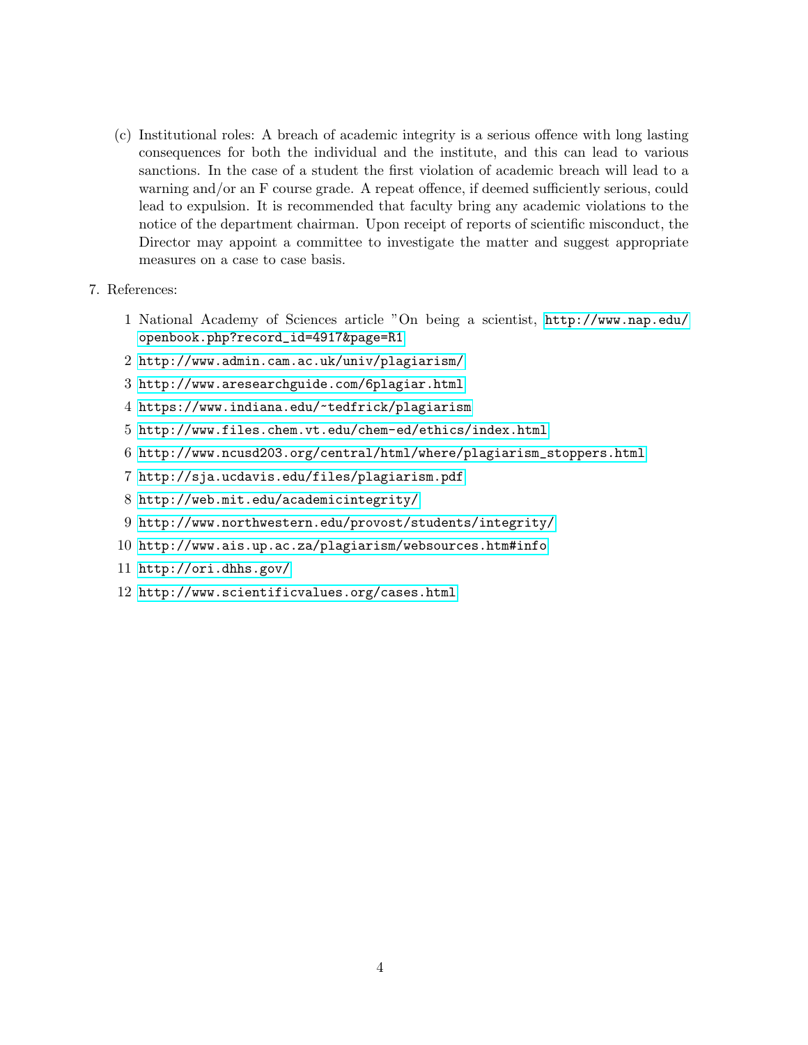(c) Institutional roles: A breach of academic integrity is a serious offence with long lasting consequences for both the individual and the institute, and this can lead to various sanctions. In the case of a student the first violation of academic breach will lead to a warning and/or an F course grade. A repeat offence, if deemed sufficiently serious, could lead to expulsion. It is recommended that faculty bring any academic violations to the notice of the department chairman. Upon receipt of reports of scientific misconduct, the Director may appoint a committee to investigate the matter and suggest appropriate measures on a case to case basis.

7. References:

   1 National Academy of Sciences article "On being a scientist, http://www.nap.edu/openbook.php?record_id=4917&page=R1

   2 http://www.admin.cam.ac.uk/univ/plagiarism/

   3 http://www.aresearchguide.com/6plagiar.html

   4 https://www.indiana.edu/~tedfrick/plagiarism

   5 http://www.files.chem.vt.edu/chem-ed/ethics/index.html

   6 http://www.ncusd203.org/central/html/where/plagiarism_stoppers.html

   7 http://sja.ucdavis.edu/files/plagiarism.pdf

   8 http://web.mit.edu/academicintegrity/

   9 http://www.northwestern.edu/provost/students/integrity/

   10 http://www.ais.up.ac.za/plagiarism/websources.htm#info

   11 http://ori.dhhs.gov/

   12 http://www.scientificvalues.org/cases.html